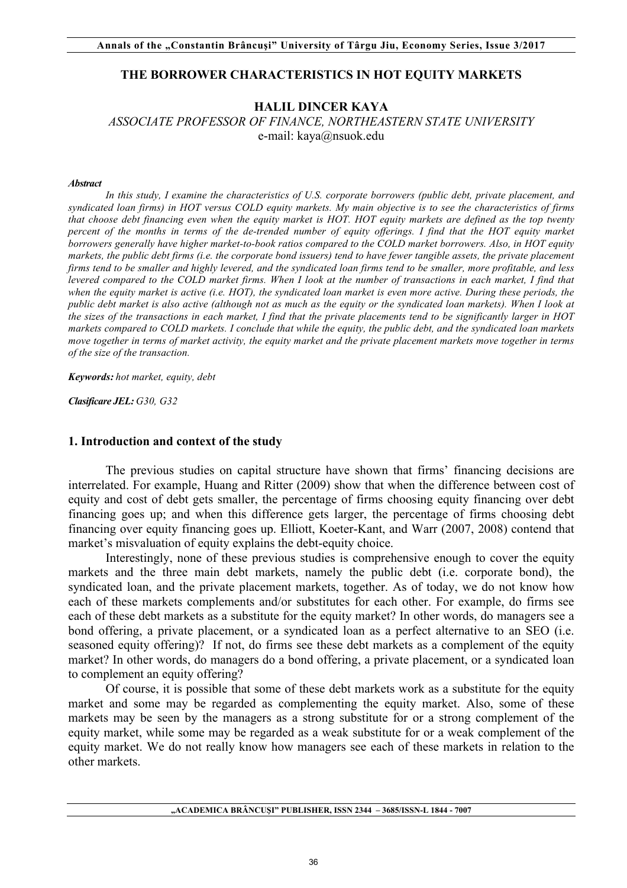# THE BORROWER CHARACTERISTICS IN HOT EQUITY MARKETS

**HALIL DINCER KAYA**

*ASSOCIATE PROFESSOR OF FINANCE, NORTHEASTERN STATE UNIVERSITY*

e-mail: kaya@nsuok.edu

***Abstract***

*In this study, I examine the characteristics of U.S. corporate borrowers (public debt, private placement, and syndicated loan firms) in HOT versus COLD equity markets. My main objective is to see the characteristics of firms that choose debt financing even when the equity market is HOT. HOT equity markets are defined as the top twenty percent of the months in terms of the de-trended number of equity offerings. I find that the HOT equity market borrowers generally have higher market-to-book ratios compared to the COLD market borrowers. Also, in HOT equity markets, the public debt firms (i.e. the corporate bond issuers) tend to have fewer tangible assets, the private placement firms tend to be smaller and highly levered, and the syndicated loan firms tend to be smaller, more profitable, and less levered compared to the COLD market firms. When I look at the number of transactions in each market, I find that when the equity market is active (i.e. HOT), the syndicated loan market is even more active. During these periods, the public debt market is also active (although not as much as the equity or the syndicated loan markets). When I look at the sizes of the transactions in each market, I find that the private placements tend to be significantly larger in HOT markets compared to COLD markets. I conclude that while the equity, the public debt, and the syndicated loan markets move together in terms of market activity, the equity market and the private placement markets move together in terms of the size of the transaction.*

***Keywords:*** *hot market, equity, debt*

***Clasificare JEL:*** *G30, G32*

## 1. Introduction and context of the study

The previous studies on capital structure have shown that firms' financing decisions are interrelated. For example, Huang and Ritter (2009) show that when the difference between cost of equity and cost of debt gets smaller, the percentage of firms choosing equity financing over debt financing goes up; and when this difference gets larger, the percentage of firms choosing debt financing over equity financing goes up. Elliott, Koeter-Kant, and Warr (2007, 2008) contend that market's misvaluation of equity explains the debt-equity choice.

Interestingly, none of these previous studies is comprehensive enough to cover the equity markets and the three main debt markets, namely the public debt (i.e. corporate bond), the syndicated loan, and the private placement markets, together. As of today, we do not know how each of these markets complements and/or substitutes for each other. For example, do firms see each of these debt markets as a substitute for the equity market? In other words, do managers see a bond offering, a private placement, or a syndicated loan as a perfect alternative to an SEO (i.e. seasoned equity offering)? If not, do firms see these debt markets as a complement of the equity market? In other words, do managers do a bond offering, a private placement, or a syndicated loan to complement an equity offering?

Of course, it is possible that some of these debt markets work as a substitute for the equity market and some may be regarded as complementing the equity market. Also, some of these markets may be seen by the managers as a strong substitute for or a strong complement of the equity market, while some may be regarded as a weak substitute for or a weak complement of the equity market. We do not really know how managers see each of these markets in relation to the other markets.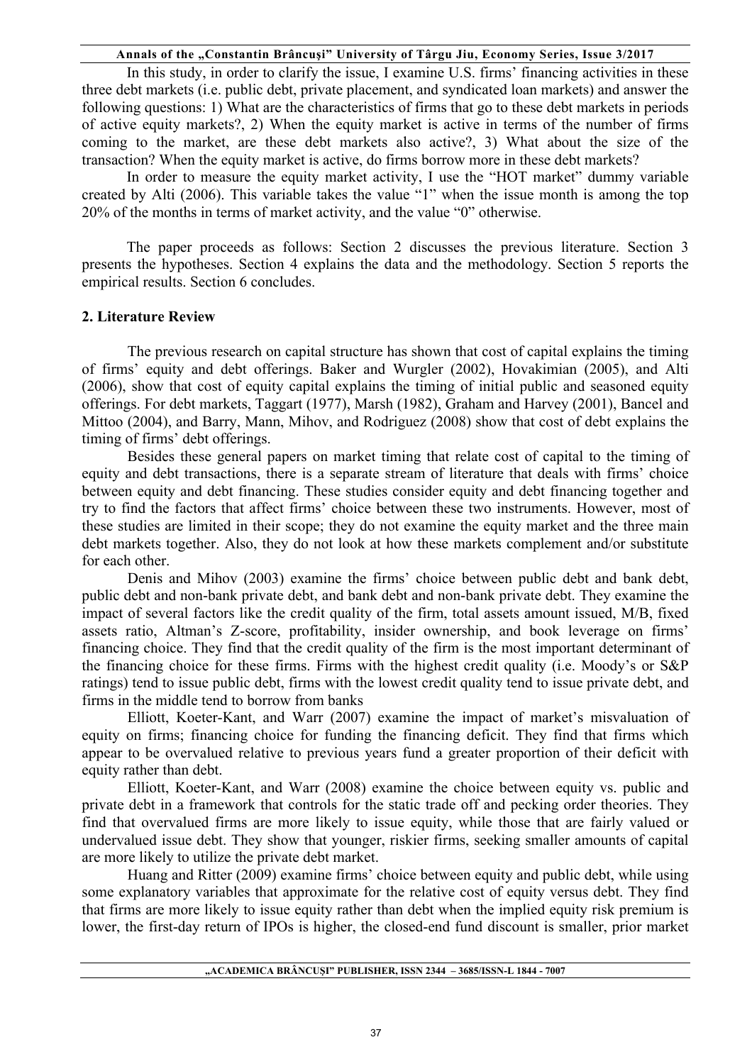In this study, in order to clarify the issue, I examine U.S. firms' financing activities in these three debt markets (i.e. public debt, private placement, and syndicated loan markets) and answer the following questions: 1) What are the characteristics of firms that go to these debt markets in periods of active equity markets?, 2) When the equity market is active in terms of the number of firms coming to the market, are these debt markets also active?, 3) What about the size of the transaction? When the equity market is active, do firms borrow more in these debt markets?

In order to measure the equity market activity, I use the "HOT market" dummy variable created by Alti (2006). This variable takes the value "1" when the issue month is among the top 20% of the months in terms of market activity, and the value "0" otherwise.

The paper proceeds as follows: Section 2 discusses the previous literature. Section 3 presents the hypotheses. Section 4 explains the data and the methodology. Section 5 reports the empirical results. Section 6 concludes.

## 2. Literature Review

The previous research on capital structure has shown that cost of capital explains the timing of firms' equity and debt offerings. Baker and Wurgler (2002), Hovakimian (2005), and Alti (2006), show that cost of equity capital explains the timing of initial public and seasoned equity offerings. For debt markets, Taggart (1977), Marsh (1982), Graham and Harvey (2001), Bancel and Mittoo (2004), and Barry, Mann, Mihov, and Rodriguez (2008) show that cost of debt explains the timing of firms' debt offerings.

Besides these general papers on market timing that relate cost of capital to the timing of equity and debt transactions, there is a separate stream of literature that deals with firms' choice between equity and debt financing. These studies consider equity and debt financing together and try to find the factors that affect firms' choice between these two instruments. However, most of these studies are limited in their scope; they do not examine the equity market and the three main debt markets together. Also, they do not look at how these markets complement and/or substitute for each other.

Denis and Mihov (2003) examine the firms' choice between public debt and bank debt, public debt and non-bank private debt, and bank debt and non-bank private debt. They examine the impact of several factors like the credit quality of the firm, total assets amount issued, M/B, fixed assets ratio, Altman's Z-score, profitability, insider ownership, and book leverage on firms' financing choice. They find that the credit quality of the firm is the most important determinant of the financing choice for these firms. Firms with the highest credit quality (i.e. Moody's or S&P ratings) tend to issue public debt, firms with the lowest credit quality tend to issue private debt, and firms in the middle tend to borrow from banks

Elliott, Koeter-Kant, and Warr (2007) examine the impact of market's misvaluation of equity on firms; financing choice for funding the financing deficit. They find that firms which appear to be overvalued relative to previous years fund a greater proportion of their deficit with equity rather than debt.

Elliott, Koeter-Kant, and Warr (2008) examine the choice between equity vs. public and private debt in a framework that controls for the static trade off and pecking order theories. They find that overvalued firms are more likely to issue equity, while those that are fairly valued or undervalued issue debt. They show that younger, riskier firms, seeking smaller amounts of capital are more likely to utilize the private debt market.

Huang and Ritter (2009) examine firms' choice between equity and public debt, while using some explanatory variables that approximate for the relative cost of equity versus debt. They find that firms are more likely to issue equity rather than debt when the implied equity risk premium is lower, the first-day return of IPOs is higher, the closed-end fund discount is smaller, prior market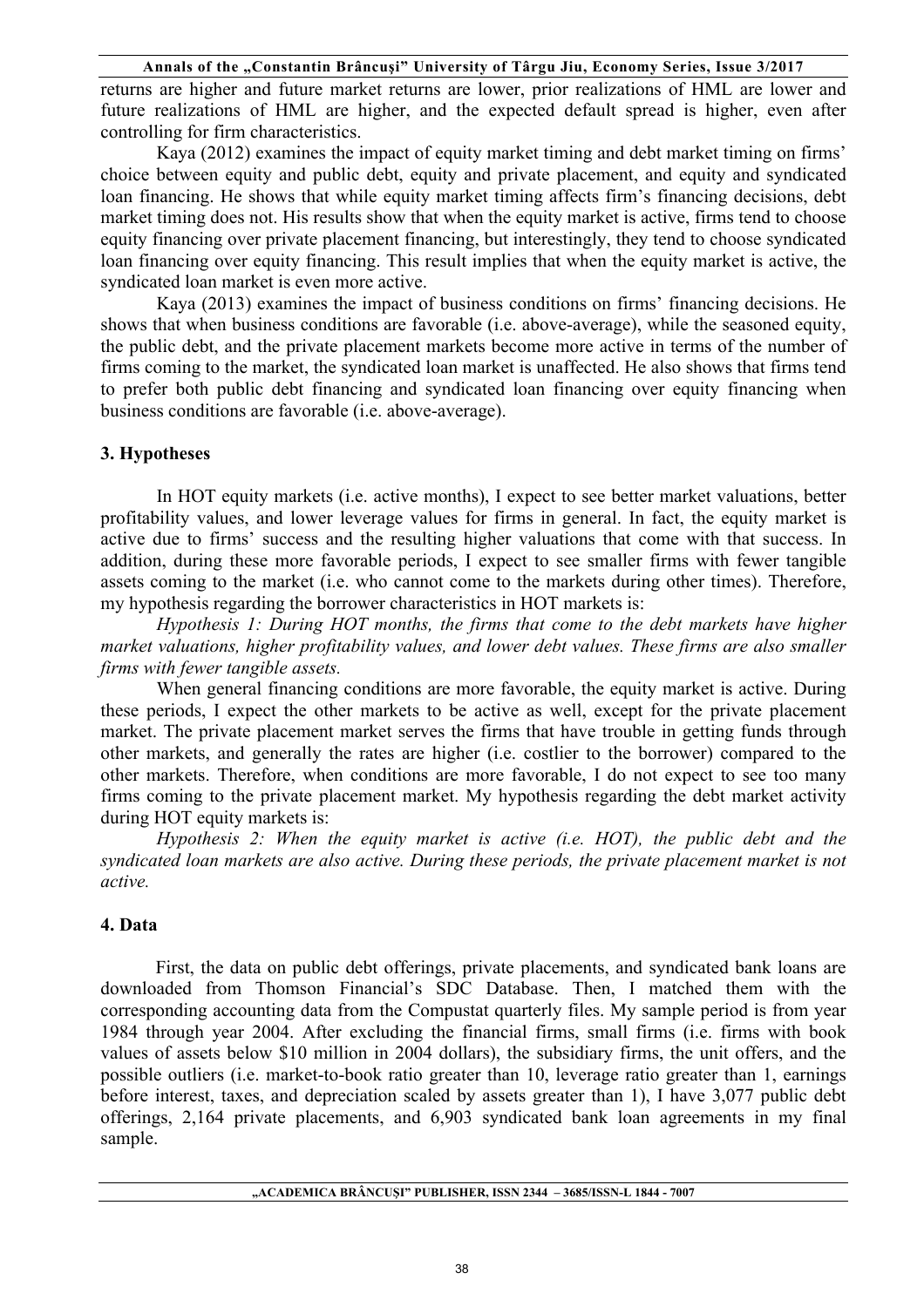returns are higher and future market returns are lower, prior realizations of HML are lower and future realizations of HML are higher, and the expected default spread is higher, even after controlling for firm characteristics.

Kaya (2012) examines the impact of equity market timing and debt market timing on firms' choice between equity and public debt, equity and private placement, and equity and syndicated loan financing. He shows that while equity market timing affects firm's financing decisions, debt market timing does not. His results show that when the equity market is active, firms tend to choose equity financing over private placement financing, but interestingly, they tend to choose syndicated loan financing over equity financing. This result implies that when the equity market is active, the syndicated loan market is even more active.

Kaya (2013) examines the impact of business conditions on firms' financing decisions. He shows that when business conditions are favorable (i.e. above-average), while the seasoned equity, the public debt, and the private placement markets become more active in terms of the number of firms coming to the market, the syndicated loan market is unaffected. He also shows that firms tend to prefer both public debt financing and syndicated loan financing over equity financing when business conditions are favorable (i.e. above-average).

## 3. Hypotheses

In HOT equity markets (i.e. active months), I expect to see better market valuations, better profitability values, and lower leverage values for firms in general. In fact, the equity market is active due to firms' success and the resulting higher valuations that come with that success. In addition, during these more favorable periods, I expect to see smaller firms with fewer tangible assets coming to the market (i.e. who cannot come to the markets during other times). Therefore, my hypothesis regarding the borrower characteristics in HOT markets is:

*Hypothesis 1: During HOT months, the firms that come to the debt markets have higher market valuations, higher profitability values, and lower debt values. These firms are also smaller firms with fewer tangible assets.*

When general financing conditions are more favorable, the equity market is active. During these periods, I expect the other markets to be active as well, except for the private placement market. The private placement market serves the firms that have trouble in getting funds through other markets, and generally the rates are higher (i.e. costlier to the borrower) compared to the other markets. Therefore, when conditions are more favorable, I do not expect to see too many firms coming to the private placement market. My hypothesis regarding the debt market activity during HOT equity markets is:

*Hypothesis 2: When the equity market is active (i.e. HOT), the public debt and the syndicated loan markets are also active. During these periods, the private placement market is not active.*

## 4. Data

First, the data on public debt offerings, private placements, and syndicated bank loans are downloaded from Thomson Financial's SDC Database. Then, I matched them with the corresponding accounting data from the Compustat quarterly files. My sample period is from year 1984 through year 2004. After excluding the financial firms, small firms (i.e. firms with book values of assets below $10 million in 2004 dollars), the subsidiary firms, the unit offers, and the possible outliers (i.e. market-to-book ratio greater than 10, leverage ratio greater than 1, earnings before interest, taxes, and depreciation scaled by assets greater than 1), I have 3,077 public debt offerings, 2,164 private placements, and 6,903 syndicated bank loan agreements in my final sample.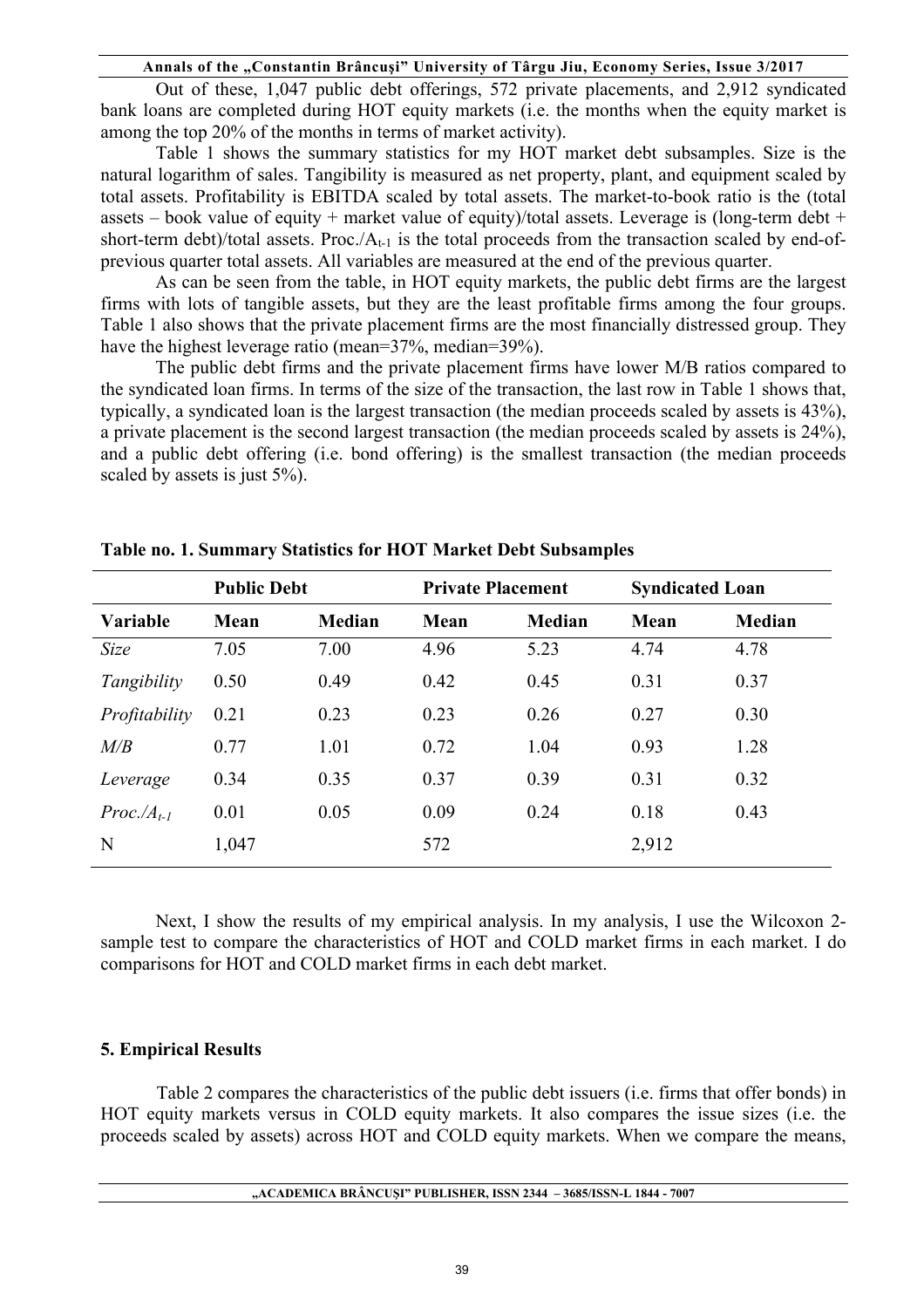Out of these, 1,047 public debt offerings, 572 private placements, and 2,912 syndicated bank loans are completed during HOT equity markets (i.e. the months when the equity market is among the top 20% of the months in terms of market activity).

Table 1 shows the summary statistics for my HOT market debt subsamples. Size is the natural logarithm of sales. Tangibility is measured as net property, plant, and equipment scaled by total assets. Profitability is EBITDA scaled by total assets. The market-to-book ratio is the (total assets – book value of equity + market value of equity)/total assets. Leverage is (long-term debt + short-term debt)/total assets. Proc./$A_{t-1}$ is the total proceeds from the transaction scaled by end-of-previous quarter total assets. All variables are measured at the end of the previous quarter.

As can be seen from the table, in HOT equity markets, the public debt firms are the largest firms with lots of tangible assets, but they are the least profitable firms among the four groups. Table 1 also shows that the private placement firms are the most financially distressed group. They have the highest leverage ratio (mean=37%, median=39%).

The public debt firms and the private placement firms have lower M/B ratios compared to the syndicated loan firms. In terms of the size of the transaction, the last row in Table 1 shows that, typically, a syndicated loan is the largest transaction (the median proceeds scaled by assets is 43%), a private placement is the second largest transaction (the median proceeds scaled by assets is 24%), and a public debt offering (i.e. bond offering) is the smallest transaction (the median proceeds scaled by assets is just 5%).

**Table no. 1. Summary Statistics for HOT Market Debt Subsamples**

| | **Public Debt** | | **Private Placement** | | **Syndicated Loan** | |
|---|---|---|---|---|---|---|
| **Variable** | **Mean** | **Median** | **Mean** | **Median** | **Mean** | **Median** |
| *Size* | 7.05 | 7.00 | 4.96 | 5.23 | 4.74 | 4.78 |
| *Tangibility* | 0.50 | 0.49 | 0.42 | 0.45 | 0.31 | 0.37 |
| *Profitability* | 0.21 | 0.23 | 0.23 | 0.26 | 0.27 | 0.30 |
| *M/B* | 0.77 | 1.01 | 0.72 | 1.04 | 0.93 | 1.28 |
| *Leverage* | 0.34 | 0.35 | 0.37 | 0.39 | 0.31 | 0.32 |
| *Proc./$A_{t-1}$* | 0.01 | 0.05 | 0.09 | 0.24 | 0.18 | 0.43 |
| N | 1,047 | | 572 | | 2,912 | |

Next, I show the results of my empirical analysis. In my analysis, I use the Wilcoxon 2-sample test to compare the characteristics of HOT and COLD market firms in each market. I do comparisons for HOT and COLD market firms in each debt market.

## 5. Empirical Results

Table 2 compares the characteristics of the public debt issuers (i.e. firms that offer bonds) in HOT equity markets versus in COLD equity markets. It also compares the issue sizes (i.e. the proceeds scaled by assets) across HOT and COLD equity markets. When we compare the means,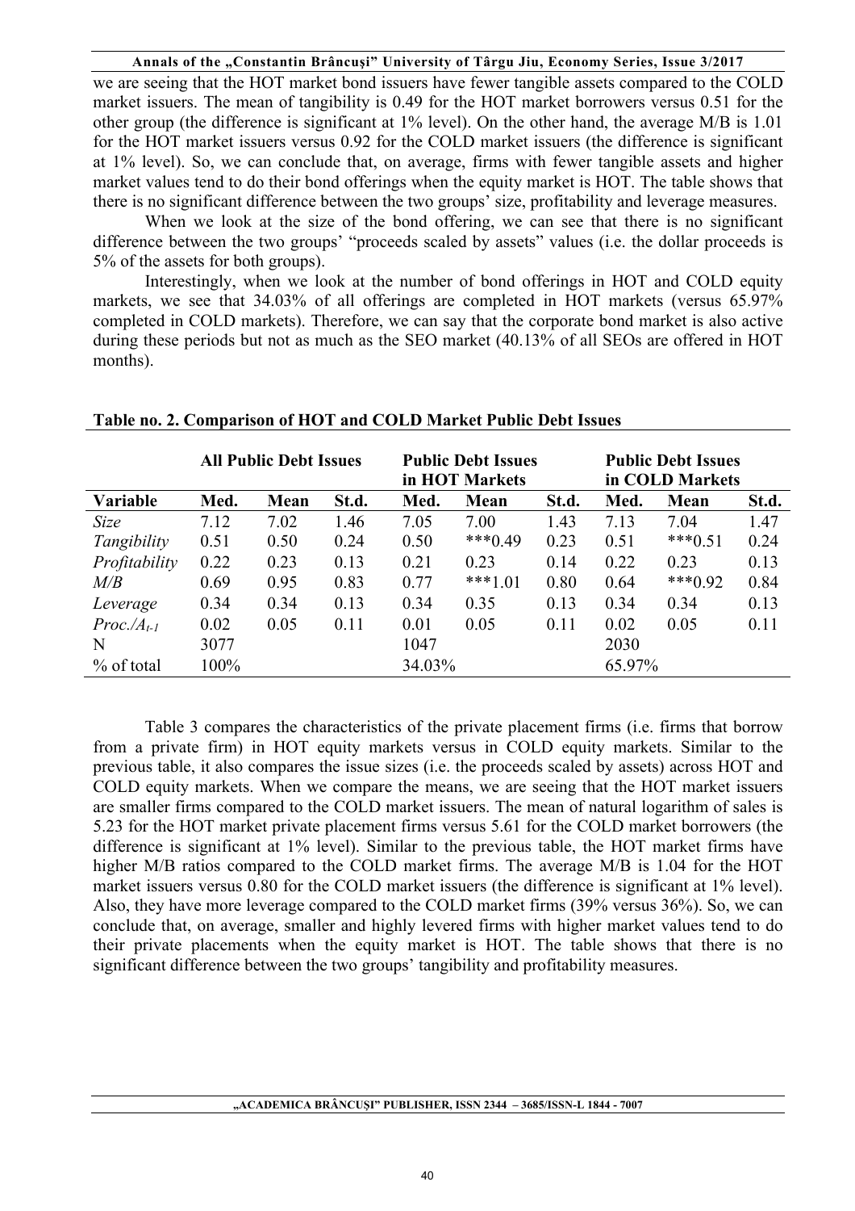we are seeing that the HOT market bond issuers have fewer tangible assets compared to the COLD market issuers. The mean of tangibility is 0.49 for the HOT market borrowers versus 0.51 for the other group (the difference is significant at 1% level). On the other hand, the average M/B is 1.01 for the HOT market issuers versus 0.92 for the COLD market issuers (the difference is significant at 1% level). So, we can conclude that, on average, firms with fewer tangible assets and higher market values tend to do their bond offerings when the equity market is HOT. The table shows that there is no significant difference between the two groups' size, profitability and leverage measures.

When we look at the size of the bond offering, we can see that there is no significant difference between the two groups' "proceeds scaled by assets" values (i.e. the dollar proceeds is 5% of the assets for both groups).

Interestingly, when we look at the number of bond offerings in HOT and COLD equity markets, we see that 34.03% of all offerings are completed in HOT markets (versus 65.97% completed in COLD markets). Therefore, we can say that the corporate bond market is also active during these periods but not as much as the SEO market (40.13% of all SEOs are offered in HOT months).

**Table no. 2. Comparison of HOT and COLD Market Public Debt Issues**

| | All Public Debt Issues | | | Public Debt Issues in HOT Markets | | | Public Debt Issues in COLD Markets | | |
|---|---|---|---|---|---|---|---|---|---|
| **Variable** | **Med.** | **Mean** | **St.d.** | **Med.** | **Mean** | **St.d.** | **Med.** | **Mean** | **St.d.** |
| *Size* | 7.12 | 7.02 | 1.46 | 7.05 | 7.00 | 1.43 | 7.13 | 7.04 | 1.47 |
| *Tangibility* | 0.51 | 0.50 | 0.24 | 0.50 | ***0.49 | 0.23 | 0.51 | ***0.51 | 0.24 |
| *Profitability* | 0.22 | 0.23 | 0.13 | 0.21 | 0.23 | 0.14 | 0.22 | 0.23 | 0.13 |
| *M/B* | 0.69 | 0.95 | 0.83 | 0.77 | ***1.01 | 0.80 | 0.64 | ***0.92 | 0.84 |
| *Leverage* | 0.34 | 0.34 | 0.13 | 0.34 | 0.35 | 0.13 | 0.34 | 0.34 | 0.13 |
| $Proc./A_{t-1}$ | 0.02 | 0.05 | 0.11 | 0.01 | 0.05 | 0.11 | 0.02 | 0.05 | 0.11 |
| N | 3077 | | | 1047 | | | 2030 | | |
| % of total | 100% | | | 34.03% | | | 65.97% | | |

Table 3 compares the characteristics of the private placement firms (i.e. firms that borrow from a private firm) in HOT equity markets versus in COLD equity markets. Similar to the previous table, it also compares the issue sizes (i.e. the proceeds scaled by assets) across HOT and COLD equity markets. When we compare the means, we are seeing that the HOT market issuers are smaller firms compared to the COLD market issuers. The mean of natural logarithm of sales is 5.23 for the HOT market private placement firms versus 5.61 for the COLD market borrowers (the difference is significant at 1% level). Similar to the previous table, the HOT market firms have higher M/B ratios compared to the COLD market firms. The average M/B is 1.04 for the HOT market issuers versus 0.80 for the COLD market issuers (the difference is significant at 1% level). Also, they have more leverage compared to the COLD market firms (39% versus 36%). So, we can conclude that, on average, smaller and highly levered firms with higher market values tend to do their private placements when the equity market is HOT. The table shows that there is no significant difference between the two groups' tangibility and profitability measures.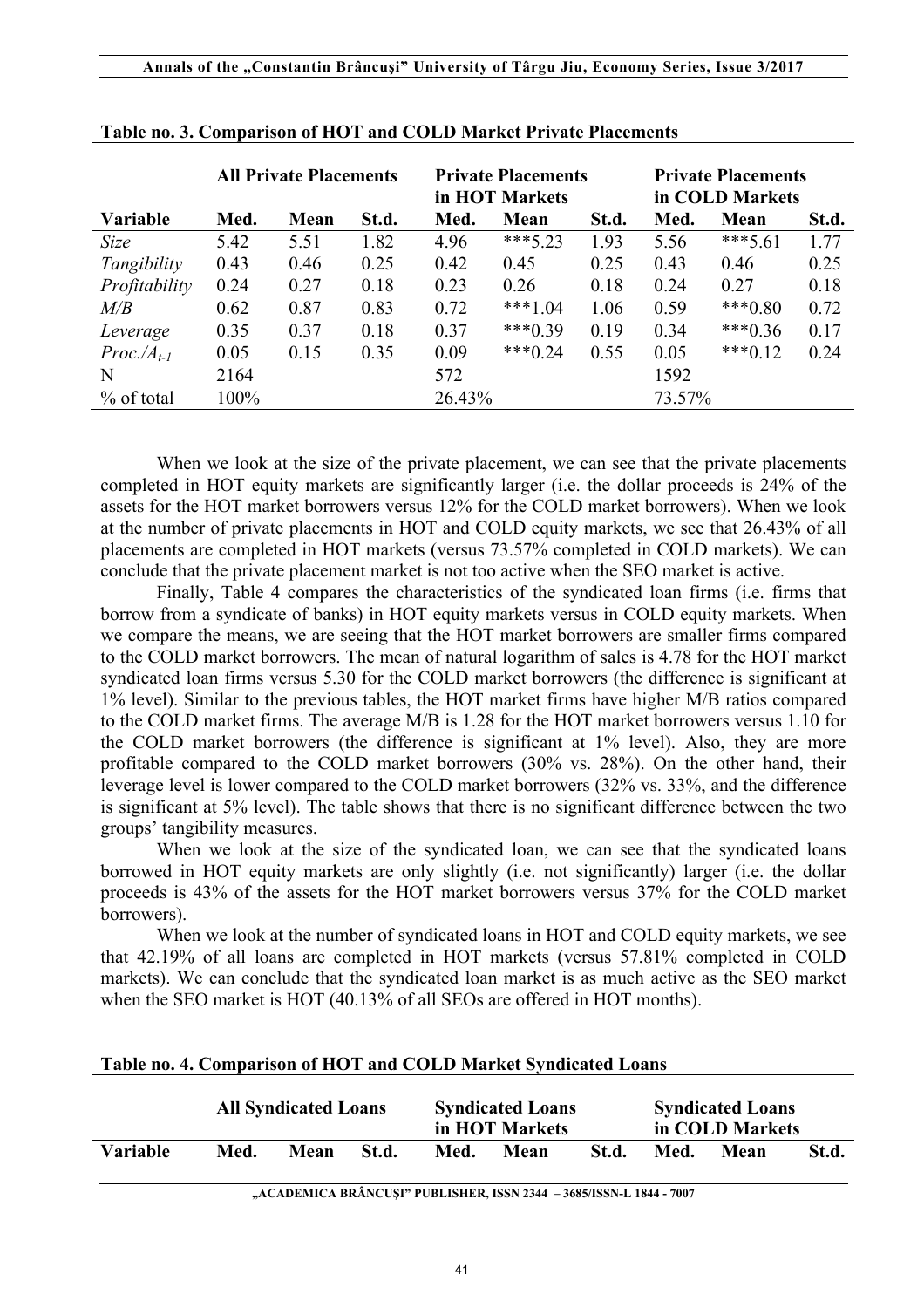**Table no. 3. Comparison of HOT and COLD Market Private Placements**

| | All Private Placements | | | Private Placements in HOT Markets | | | Private Placements in COLD Markets | | |
|---|---|---|---|---|---|---|---|---|---|
| **Variable** | **Med.** | **Mean** | **St.d.** | **Med.** | **Mean** | **St.d.** | **Med.** | **Mean** | **St.d.** |
| *Size* | 5.42 | 5.51 | 1.82 | 4.96 | ***5.23 | 1.93 | 5.56 | ***5.61 | 1.77 |
| *Tangibility* | 0.43 | 0.46 | 0.25 | 0.42 | 0.45 | 0.25 | 0.43 | 0.46 | 0.25 |
| *Profitability* | 0.24 | 0.27 | 0.18 | 0.23 | 0.26 | 0.18 | 0.24 | 0.27 | 0.18 |
| *M/B* | 0.62 | 0.87 | 0.83 | 0.72 | ***1.04 | 1.06 | 0.59 | ***0.80 | 0.72 |
| *Leverage* | 0.35 | 0.37 | 0.18 | 0.37 | ***0.39 | 0.19 | 0.34 | ***0.36 | 0.17 |
| *Proc./$A_{t-1}$* | 0.05 | 0.15 | 0.35 | 0.09 | ***0.24 | 0.55 | 0.05 | ***0.12 | 0.24 |
| N | 2164 | | | 572 | | | 1592 | | |
| % of total | 100% | | | 26.43% | | | 73.57% | | |

When we look at the size of the private placement, we can see that the private placements completed in HOT equity markets are significantly larger (i.e. the dollar proceeds is 24% of the assets for the HOT market borrowers versus 12% for the COLD market borrowers). When we look at the number of private placements in HOT and COLD equity markets, we see that 26.43% of all placements are completed in HOT markets (versus 73.57% completed in COLD markets). We can conclude that the private placement market is not too active when the SEO market is active.

Finally, Table 4 compares the characteristics of the syndicated loan firms (i.e. firms that borrow from a syndicate of banks) in HOT equity markets versus in COLD equity markets. When we compare the means, we are seeing that the HOT market borrowers are smaller firms compared to the COLD market borrowers. The mean of natural logarithm of sales is 4.78 for the HOT market syndicated loan firms versus 5.30 for the COLD market borrowers (the difference is significant at 1% level). Similar to the previous tables, the HOT market firms have higher M/B ratios compared to the COLD market firms. The average M/B is 1.28 for the HOT market borrowers versus 1.10 for the COLD market borrowers (the difference is significant at 1% level). Also, they are more profitable compared to the COLD market borrowers (30% vs. 28%). On the other hand, their leverage level is lower compared to the COLD market borrowers (32% vs. 33%, and the difference is significant at 5% level). The table shows that there is no significant difference between the two groups' tangibility measures.

When we look at the size of the syndicated loan, we can see that the syndicated loans borrowed in HOT equity markets are only slightly (i.e. not significantly) larger (i.e. the dollar proceeds is 43% of the assets for the HOT market borrowers versus 37% for the COLD market borrowers).

When we look at the number of syndicated loans in HOT and COLD equity markets, we see that 42.19% of all loans are completed in HOT markets (versus 57.81% completed in COLD markets). We can conclude that the syndicated loan market is as much active as the SEO market when the SEO market is HOT (40.13% of all SEOs are offered in HOT months).

**Table no. 4. Comparison of HOT and COLD Market Syndicated Loans**

| | All Syndicated Loans | | | Syndicated Loans in HOT Markets | | | Syndicated Loans in COLD Markets | | |
|---|---|---|---|---|---|---|---|---|---|
| **Variable** | **Med.** | **Mean** | **St.d.** | **Med.** | **Mean** | **St.d.** | **Med.** | **Mean** | **St.d.** |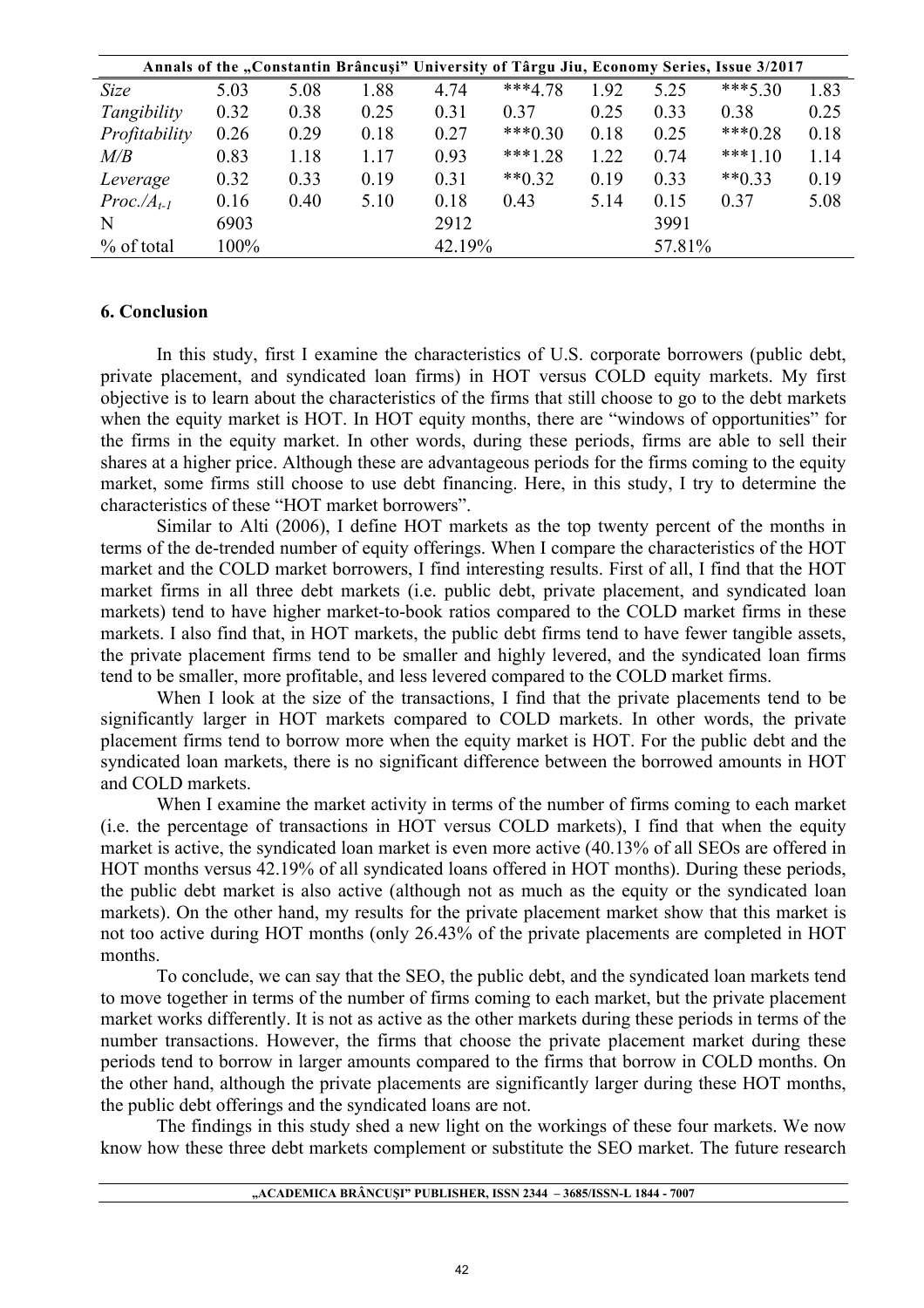| *Size* | 5.03 | 5.08 | 1.88 | 4.74 | ***4.78 | 1.92 | 5.25 | ***5.30 | 1.83 |
|---|---|---|---|---|---|---|---|---|---|
| *Tangibility* | 0.32 | 0.38 | 0.25 | 0.31 | 0.37 | 0.25 | 0.33 | 0.38 | 0.25 |
| *Profitability* | 0.26 | 0.29 | 0.18 | 0.27 | ***0.30 | 0.18 | 0.25 | ***0.28 | 0.18 |
| *M/B* | 0.83 | 1.18 | 1.17 | 0.93 | ***1.28 | 1.22 | 0.74 | ***1.10 | 1.14 |
| *Leverage* | 0.32 | 0.33 | 0.19 | 0.31 | **0.32 | 0.19 | 0.33 | **0.33 | 0.19 |
| $Proc./A_{t-1}$ | 0.16 | 0.40 | 5.10 | 0.18 | 0.43 | 5.14 | 0.15 | 0.37 | 5.08 |
| N | 6903 | | | 2912 | | | 3991 | | |
| % of total | 100% | | | 42.19% | | | 57.81% | | |

## 6. Conclusion

In this study, first I examine the characteristics of U.S. corporate borrowers (public debt, private placement, and syndicated loan firms) in HOT versus COLD equity markets. My first objective is to learn about the characteristics of the firms that still choose to go to the debt markets when the equity market is HOT. In HOT equity months, there are "windows of opportunities" for the firms in the equity market. In other words, during these periods, firms are able to sell their shares at a higher price. Although these are advantageous periods for the firms coming to the equity market, some firms still choose to use debt financing. Here, in this study, I try to determine the characteristics of these "HOT market borrowers".

Similar to Alti (2006), I define HOT markets as the top twenty percent of the months in terms of the de-trended number of equity offerings. When I compare the characteristics of the HOT market and the COLD market borrowers, I find interesting results. First of all, I find that the HOT market firms in all three debt markets (i.e. public debt, private placement, and syndicated loan markets) tend to have higher market-to-book ratios compared to the COLD market firms in these markets. I also find that, in HOT markets, the public debt firms tend to have fewer tangible assets, the private placement firms tend to be smaller and highly levered, and the syndicated loan firms tend to be smaller, more profitable, and less levered compared to the COLD market firms.

When I look at the size of the transactions, I find that the private placements tend to be significantly larger in HOT markets compared to COLD markets. In other words, the private placement firms tend to borrow more when the equity market is HOT. For the public debt and the syndicated loan markets, there is no significant difference between the borrowed amounts in HOT and COLD markets.

When I examine the market activity in terms of the number of firms coming to each market (i.e. the percentage of transactions in HOT versus COLD markets), I find that when the equity market is active, the syndicated loan market is even more active (40.13% of all SEOs are offered in HOT months versus 42.19% of all syndicated loans offered in HOT months). During these periods, the public debt market is also active (although not as much as the equity or the syndicated loan markets). On the other hand, my results for the private placement market show that this market is not too active during HOT months (only 26.43% of the private placements are completed in HOT months.

To conclude, we can say that the SEO, the public debt, and the syndicated loan markets tend to move together in terms of the number of firms coming to each market, but the private placement market works differently. It is not as active as the other markets during these periods in terms of the number transactions. However, the firms that choose the private placement market during these periods tend to borrow in larger amounts compared to the firms that borrow in COLD months. On the other hand, although the private placements are significantly larger during these HOT months, the public debt offerings and the syndicated loans are not.

The findings in this study shed a new light on the workings of these four markets. We now know how these three debt markets complement or substitute the SEO market. The future research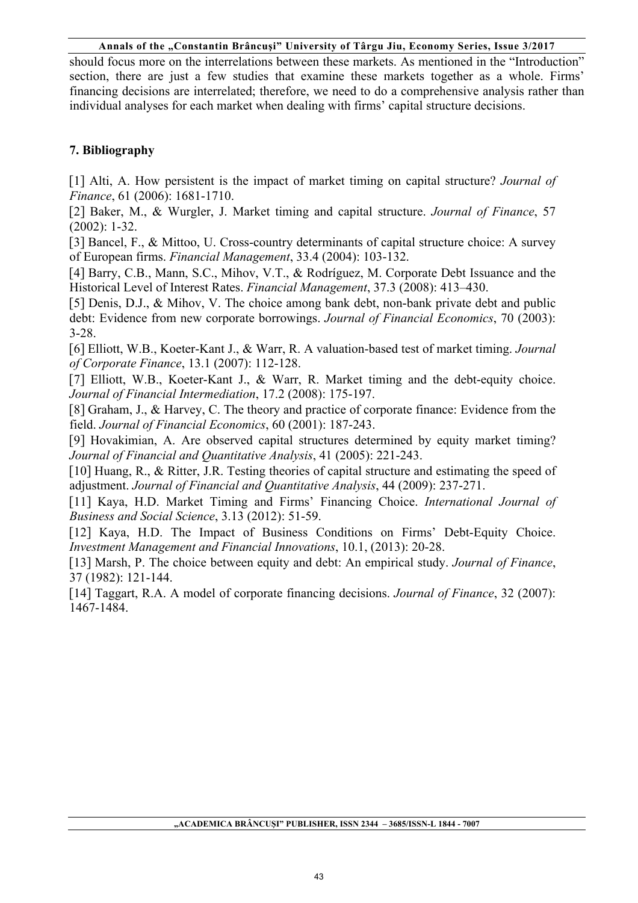should focus more on the interrelations between these markets. As mentioned in the "Introduction" section, there are just a few studies that examine these markets together as a whole. Firms' financing decisions are interrelated; therefore, we need to do a comprehensive analysis rather than individual analyses for each market when dealing with firms' capital structure decisions.

## 7. Bibliography

[1] Alti, A. How persistent is the impact of market timing on capital structure? *Journal of Finance*, 61 (2006): 1681-1710.

[2] Baker, M., & Wurgler, J. Market timing and capital structure. *Journal of Finance*, 57 (2002): 1-32.

[3] Bancel, F., & Mittoo, U. Cross-country determinants of capital structure choice: A survey of European firms. *Financial Management*, 33.4 (2004): 103-132.

[4] Barry, C.B., Mann, S.C., Mihov, V.T., & Rodríguez, M. Corporate Debt Issuance and the Historical Level of Interest Rates. *Financial Management*, 37.3 (2008): 413–430.

[5] Denis, D.J., & Mihov, V. The choice among bank debt, non-bank private debt and public debt: Evidence from new corporate borrowings. *Journal of Financial Economics*, 70 (2003): 3-28.

[6] Elliott, W.B., Koeter-Kant J., & Warr, R. A valuation-based test of market timing. *Journal of Corporate Finance*, 13.1 (2007): 112-128.

[7] Elliott, W.B., Koeter-Kant J., & Warr, R. Market timing and the debt-equity choice. *Journal of Financial Intermediation*, 17.2 (2008): 175-197.

[8] Graham, J., & Harvey, C. The theory and practice of corporate finance: Evidence from the field. *Journal of Financial Economics*, 60 (2001): 187-243.

[9] Hovakimian, A. Are observed capital structures determined by equity market timing? *Journal of Financial and Quantitative Analysis*, 41 (2005): 221-243.

[10] Huang, R., & Ritter, J.R. Testing theories of capital structure and estimating the speed of adjustment. *Journal of Financial and Quantitative Analysis*, 44 (2009): 237-271.

[11] Kaya, H.D. Market Timing and Firms' Financing Choice. *International Journal of Business and Social Science*, 3.13 (2012): 51-59.

[12] Kaya, H.D. The Impact of Business Conditions on Firms' Debt-Equity Choice. *Investment Management and Financial Innovations*, 10.1, (2013): 20-28.

[13] Marsh, P. The choice between equity and debt: An empirical study. *Journal of Finance*, 37 (1982): 121-144.

[14] Taggart, R.A. A model of corporate financing decisions. *Journal of Finance*, 32 (2007): 1467-1484.